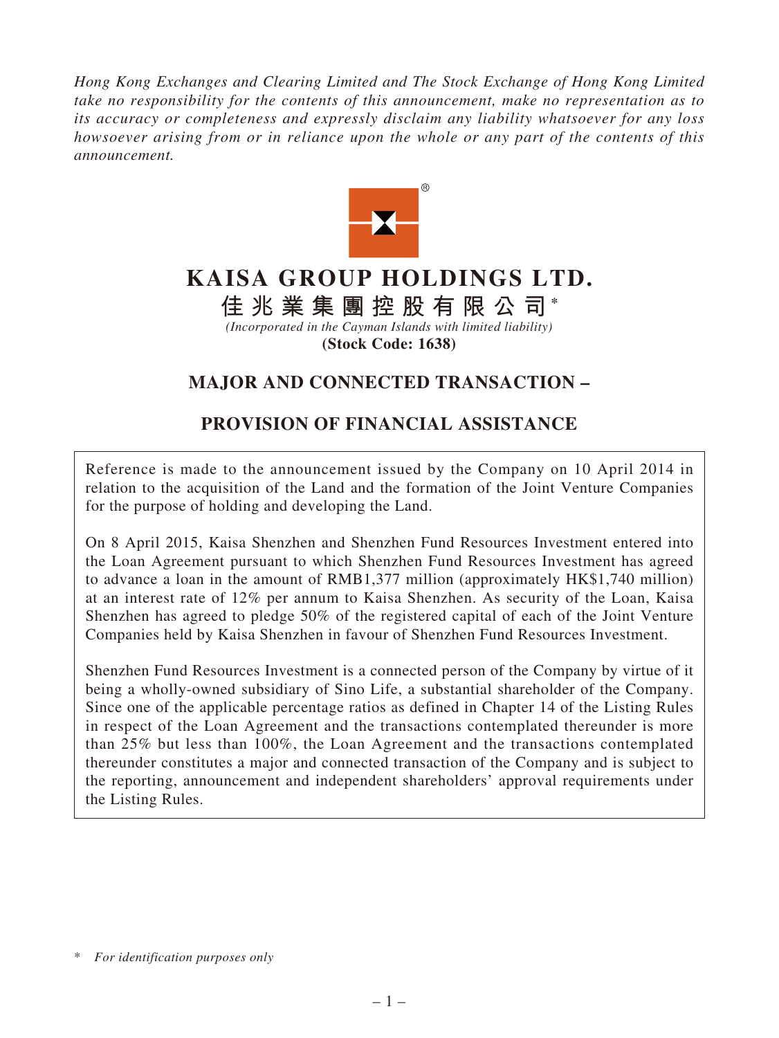*Hong Kong Exchanges and Clearing Limited and The Stock Exchange of Hong Kong Limited take no responsibility for the contents of this announcement, make no representation as to its accuracy or completeness and expressly disclaim any liability whatsoever for any loss howsoever arising from or in reliance upon the whole or any part of the contents of this announcement.*

# KAISA GROUP HOLDINGS LTD.

# 佳兆業集團控股有限公司*

*(Incorporated in the Cayman Islands with limited liability)*

**(Stock Code: 1638)**

## MAJOR AND CONNECTED TRANSACTION –

## PROVISION OF FINANCIAL ASSISTANCE

Reference is made to the announcement issued by the Company on 10 April 2014 in relation to the acquisition of the Land and the formation of the Joint Venture Companies for the purpose of holding and developing the Land.

On 8 April 2015, Kaisa Shenzhen and Shenzhen Fund Resources Investment entered into the Loan Agreement pursuant to which Shenzhen Fund Resources Investment has agreed to advance a loan in the amount of RMB1,377 million (approximately HK$1,740 million) at an interest rate of 12% per annum to Kaisa Shenzhen. As security of the Loan, Kaisa Shenzhen has agreed to pledge 50% of the registered capital of each of the Joint Venture Companies held by Kaisa Shenzhen in favour of Shenzhen Fund Resources Investment.

Shenzhen Fund Resources Investment is a connected person of the Company by virtue of it being a wholly-owned subsidiary of Sino Life, a substantial shareholder of the Company. Since one of the applicable percentage ratios as defined in Chapter 14 of the Listing Rules in respect of the Loan Agreement and the transactions contemplated thereunder is more than 25% but less than 100%, the Loan Agreement and the transactions contemplated thereunder constitutes a major and connected transaction of the Company and is subject to the reporting, announcement and independent shareholders' approval requirements under the Listing Rules.

\* *For identification purposes only*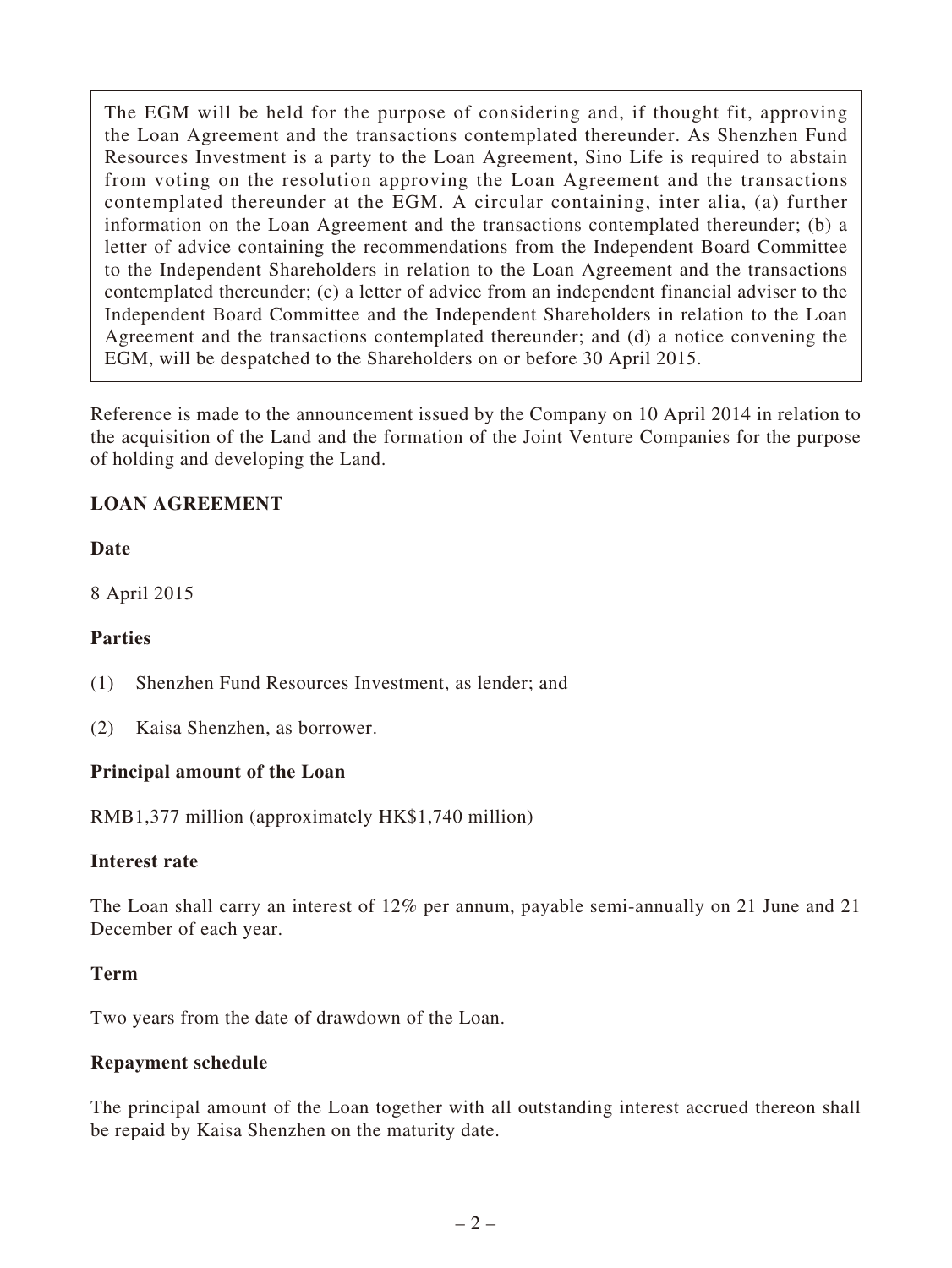The EGM will be held for the purpose of considering and, if thought fit, approving the Loan Agreement and the transactions contemplated thereunder. As Shenzhen Fund Resources Investment is a party to the Loan Agreement, Sino Life is required to abstain from voting on the resolution approving the Loan Agreement and the transactions contemplated thereunder at the EGM. A circular containing, inter alia, (a) further information on the Loan Agreement and the transactions contemplated thereunder; (b) a letter of advice containing the recommendations from the Independent Board Committee to the Independent Shareholders in relation to the Loan Agreement and the transactions contemplated thereunder; (c) a letter of advice from an independent financial adviser to the Independent Board Committee and the Independent Shareholders in relation to the Loan Agreement and the transactions contemplated thereunder; and (d) a notice convening the EGM, will be despatched to the Shareholders on or before 30 April 2015.

Reference is made to the announcement issued by the Company on 10 April 2014 in relation to the acquisition of the Land and the formation of the Joint Venture Companies for the purpose of holding and developing the Land.

## LOAN AGREEMENT

### Date

8 April 2015

### Parties

(1) Shenzhen Fund Resources Investment, as lender; and

(2) Kaisa Shenzhen, as borrower.

### Principal amount of the Loan

RMB1,377 million (approximately HK$1,740 million)

### Interest rate

The Loan shall carry an interest of 12% per annum, payable semi-annually on 21 June and 21 December of each year.

### Term

Two years from the date of drawdown of the Loan.

### Repayment schedule

The principal amount of the Loan together with all outstanding interest accrued thereon shall be repaid by Kaisa Shenzhen on the maturity date.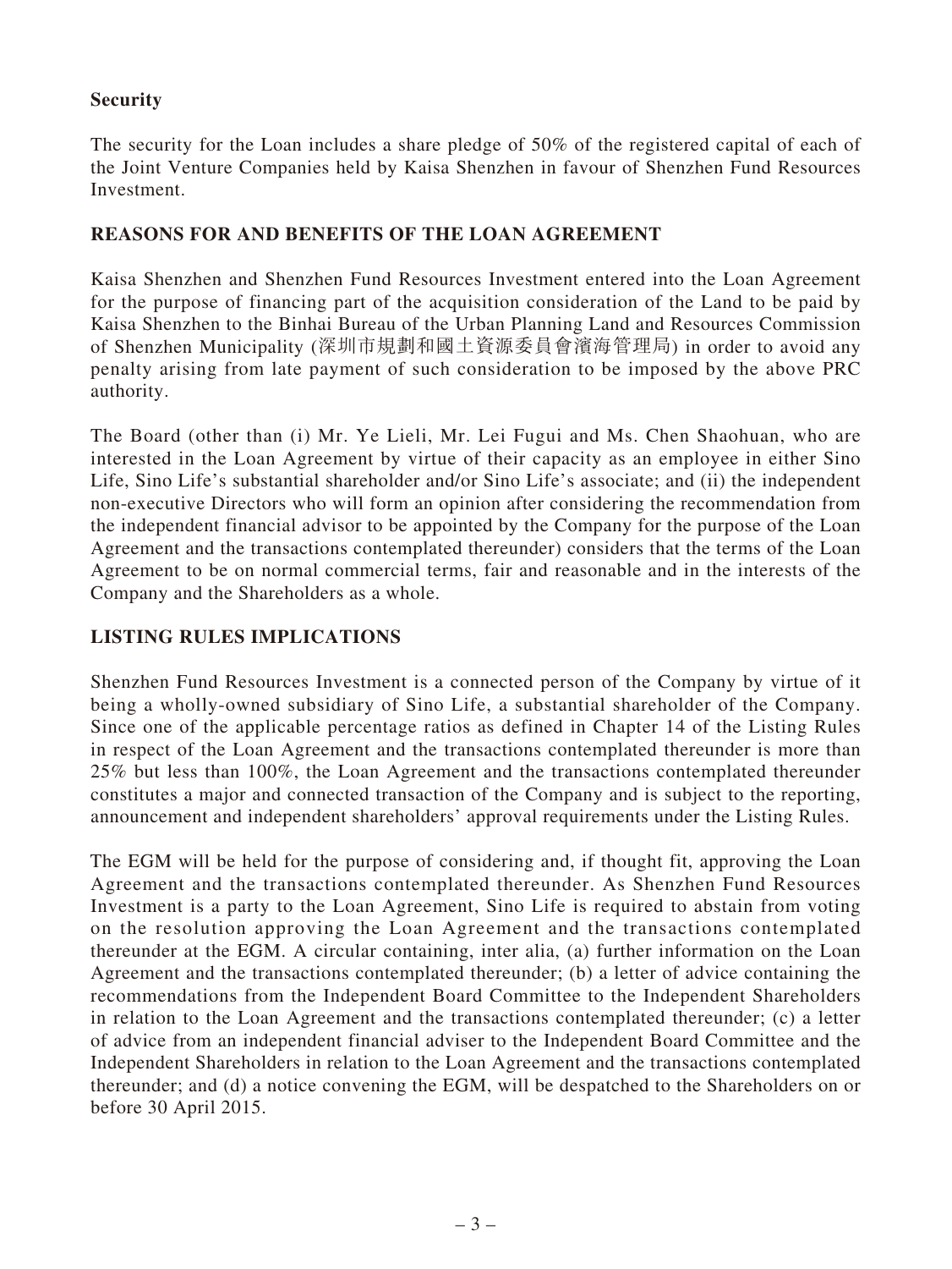**Security**

The security for the Loan includes a share pledge of 50% of the registered capital of each of the Joint Venture Companies held by Kaisa Shenzhen in favour of Shenzhen Fund Resources Investment.

**REASONS FOR AND BENEFITS OF THE LOAN AGREEMENT**

Kaisa Shenzhen and Shenzhen Fund Resources Investment entered into the Loan Agreement for the purpose of financing part of the acquisition consideration of the Land to be paid by Kaisa Shenzhen to the Binhai Bureau of the Urban Planning Land and Resources Commission of Shenzhen Municipality (深圳市規劃和國土資源委員會濱海管理局) in order to avoid any penalty arising from late payment of such consideration to be imposed by the above PRC authority.

The Board (other than (i) Mr. Ye Lieli, Mr. Lei Fugui and Ms. Chen Shaohuan, who are interested in the Loan Agreement by virtue of their capacity as an employee in either Sino Life, Sino Life's substantial shareholder and/or Sino Life's associate; and (ii) the independent non-executive Directors who will form an opinion after considering the recommendation from the independent financial advisor to be appointed by the Company for the purpose of the Loan Agreement and the transactions contemplated thereunder) considers that the terms of the Loan Agreement to be on normal commercial terms, fair and reasonable and in the interests of the Company and the Shareholders as a whole.

**LISTING RULES IMPLICATIONS**

Shenzhen Fund Resources Investment is a connected person of the Company by virtue of it being a wholly-owned subsidiary of Sino Life, a substantial shareholder of the Company. Since one of the applicable percentage ratios as defined in Chapter 14 of the Listing Rules in respect of the Loan Agreement and the transactions contemplated thereunder is more than 25% but less than 100%, the Loan Agreement and the transactions contemplated thereunder constitutes a major and connected transaction of the Company and is subject to the reporting, announcement and independent shareholders' approval requirements under the Listing Rules.

The EGM will be held for the purpose of considering and, if thought fit, approving the Loan Agreement and the transactions contemplated thereunder. As Shenzhen Fund Resources Investment is a party to the Loan Agreement, Sino Life is required to abstain from voting on the resolution approving the Loan Agreement and the transactions contemplated thereunder at the EGM. A circular containing, inter alia, (a) further information on the Loan Agreement and the transactions contemplated thereunder; (b) a letter of advice containing the recommendations from the Independent Board Committee to the Independent Shareholders in relation to the Loan Agreement and the transactions contemplated thereunder; (c) a letter of advice from an independent financial adviser to the Independent Board Committee and the Independent Shareholders in relation to the Loan Agreement and the transactions contemplated thereunder; and (d) a notice convening the EGM, will be despatched to the Shareholders on or before 30 April 2015.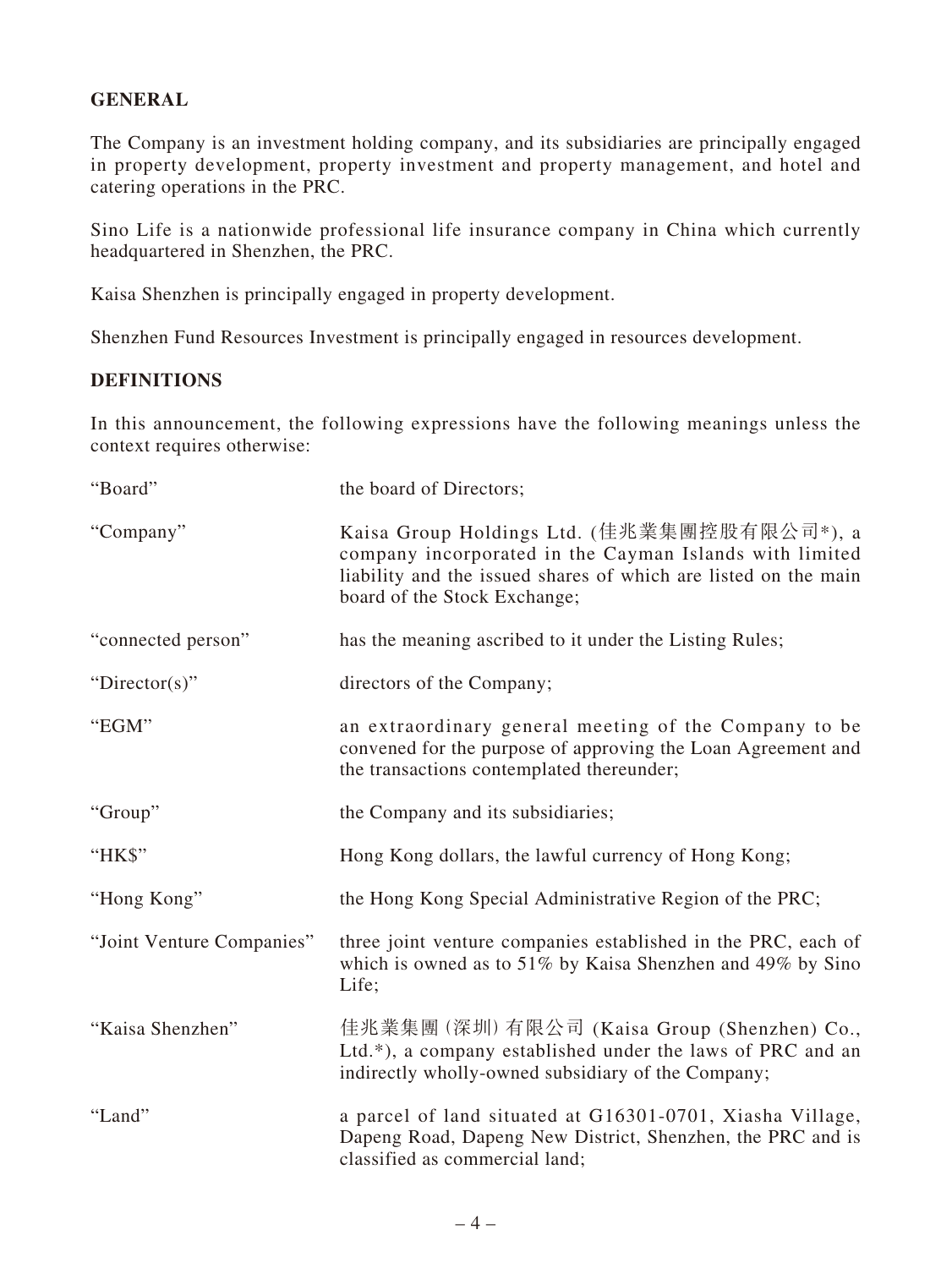## GENERAL

The Company is an investment holding company, and its subsidiaries are principally engaged in property development, property investment and property management, and hotel and catering operations in the PRC.

Sino Life is a nationwide professional life insurance company in China which currently headquartered in Shenzhen, the PRC.

Kaisa Shenzhen is principally engaged in property development.

Shenzhen Fund Resources Investment is principally engaged in resources development.

## DEFINITIONS

In this announcement, the following expressions have the following meanings unless the context requires otherwise:

| | |
|---|---|
| "Board" | the board of Directors; |
| "Company" | Kaisa Group Holdings Ltd. (佳兆業集團控股有限公司*), a company incorporated in the Cayman Islands with limited liability and the issued shares of which are listed on the main board of the Stock Exchange; |
| "connected person" | has the meaning ascribed to it under the Listing Rules; |
| "Director(s)" | directors of the Company; |
| "EGM" | an extraordinary general meeting of the Company to be convened for the purpose of approving the Loan Agreement and the transactions contemplated thereunder; |
| "Group" | the Company and its subsidiaries; |
| "HK$" | Hong Kong dollars, the lawful currency of Hong Kong; |
| "Hong Kong" | the Hong Kong Special Administrative Region of the PRC; |
| "Joint Venture Companies" | three joint venture companies established in the PRC, each of which is owned as to 51% by Kaisa Shenzhen and 49% by Sino Life; |
| "Kaisa Shenzhen" | 佳兆業集團(深圳)有限公司 (Kaisa Group (Shenzhen) Co., Ltd.*), a company established under the laws of PRC and an indirectly wholly-owned subsidiary of the Company; |
| "Land" | a parcel of land situated at G16301-0701, Xiasha Village, Dapeng Road, Dapeng New District, Shenzhen, the PRC and is classified as commercial land; |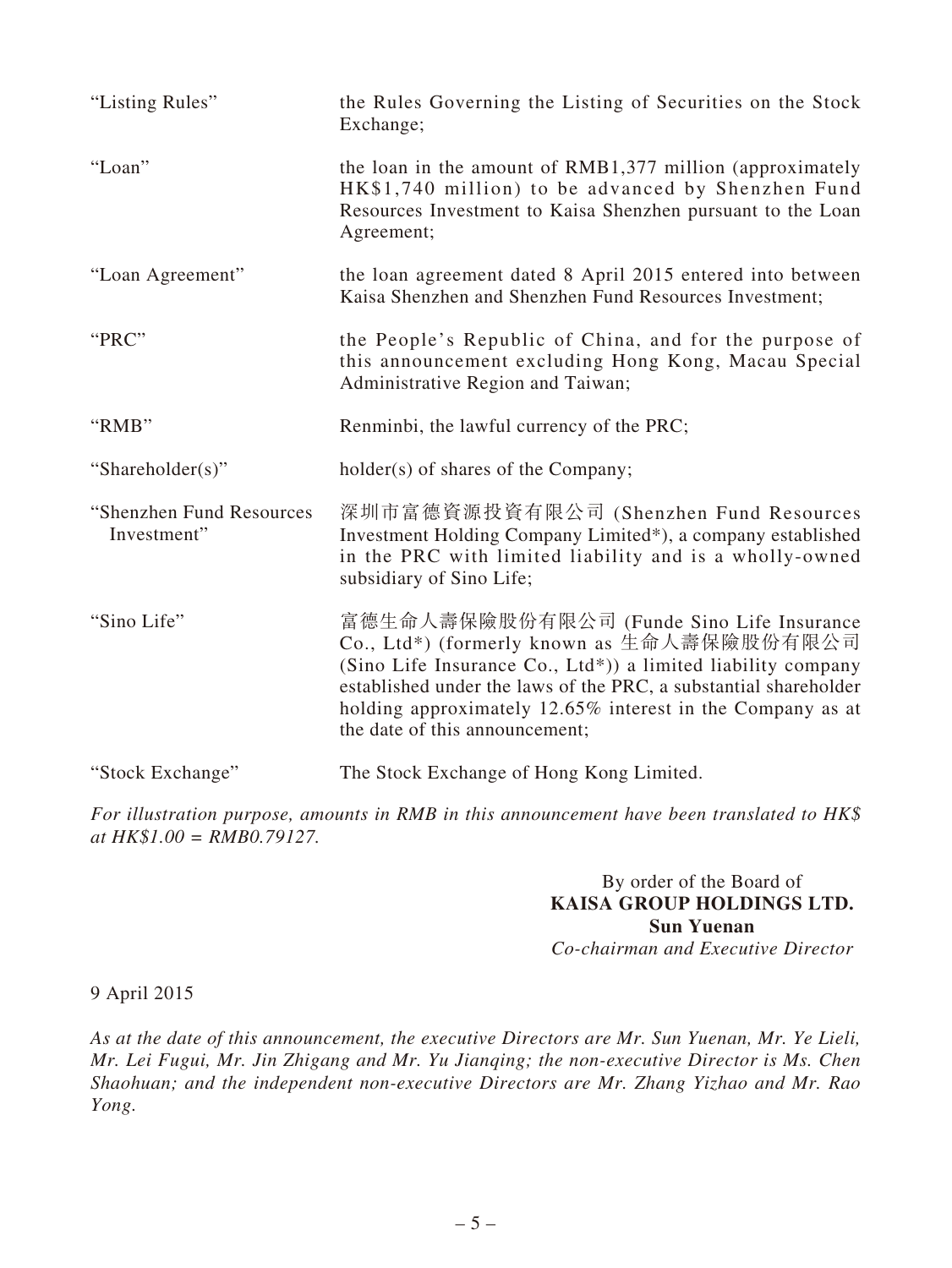| | |
|---|---|
| "Listing Rules" | the Rules Governing the Listing of Securities on the Stock Exchange; |
| "Loan" | the loan in the amount of RMB1,377 million (approximately HK$1,740 million) to be advanced by Shenzhen Fund Resources Investment to Kaisa Shenzhen pursuant to the Loan Agreement; |
| "Loan Agreement" | the loan agreement dated 8 April 2015 entered into between Kaisa Shenzhen and Shenzhen Fund Resources Investment; |
| "PRC" | the People's Republic of China, and for the purpose of this announcement excluding Hong Kong, Macau Special Administrative Region and Taiwan; |
| "RMB" | Renminbi, the lawful currency of the PRC; |
| "Shareholder(s)" | holder(s) of shares of the Company; |
| "Shenzhen Fund Resources Investment" | 深圳市富德資源投資有限公司 (Shenzhen Fund Resources Investment Holding Company Limited*), a company established in the PRC with limited liability and is a wholly-owned subsidiary of Sino Life; |
| "Sino Life" | 富德生命人壽保險股份有限公司 (Funde Sino Life Insurance Co., Ltd*) (formerly known as 生命人壽保險股份有限公司 (Sino Life Insurance Co., Ltd*)) a limited liability company established under the laws of the PRC, a substantial shareholder holding approximately 12.65% interest in the Company as at the date of this announcement; |
| "Stock Exchange" | The Stock Exchange of Hong Kong Limited. |

*For illustration purpose, amounts in RMB in this announcement have been translated to HK$ at HK$1.00 = RMB0.79127.*

By order of the Board of
**KAISA GROUP HOLDINGS LTD.**
**Sun Yuenan**
*Co-chairman and Executive Director*

9 April 2015

*As at the date of this announcement, the executive Directors are Mr. Sun Yuenan, Mr. Ye Lieli, Mr. Lei Fugui, Mr. Jin Zhigang and Mr. Yu Jianqing; the non-executive Director is Ms. Chen Shaohuan; and the independent non-executive Directors are Mr. Zhang Yizhao and Mr. Rao Yong.*